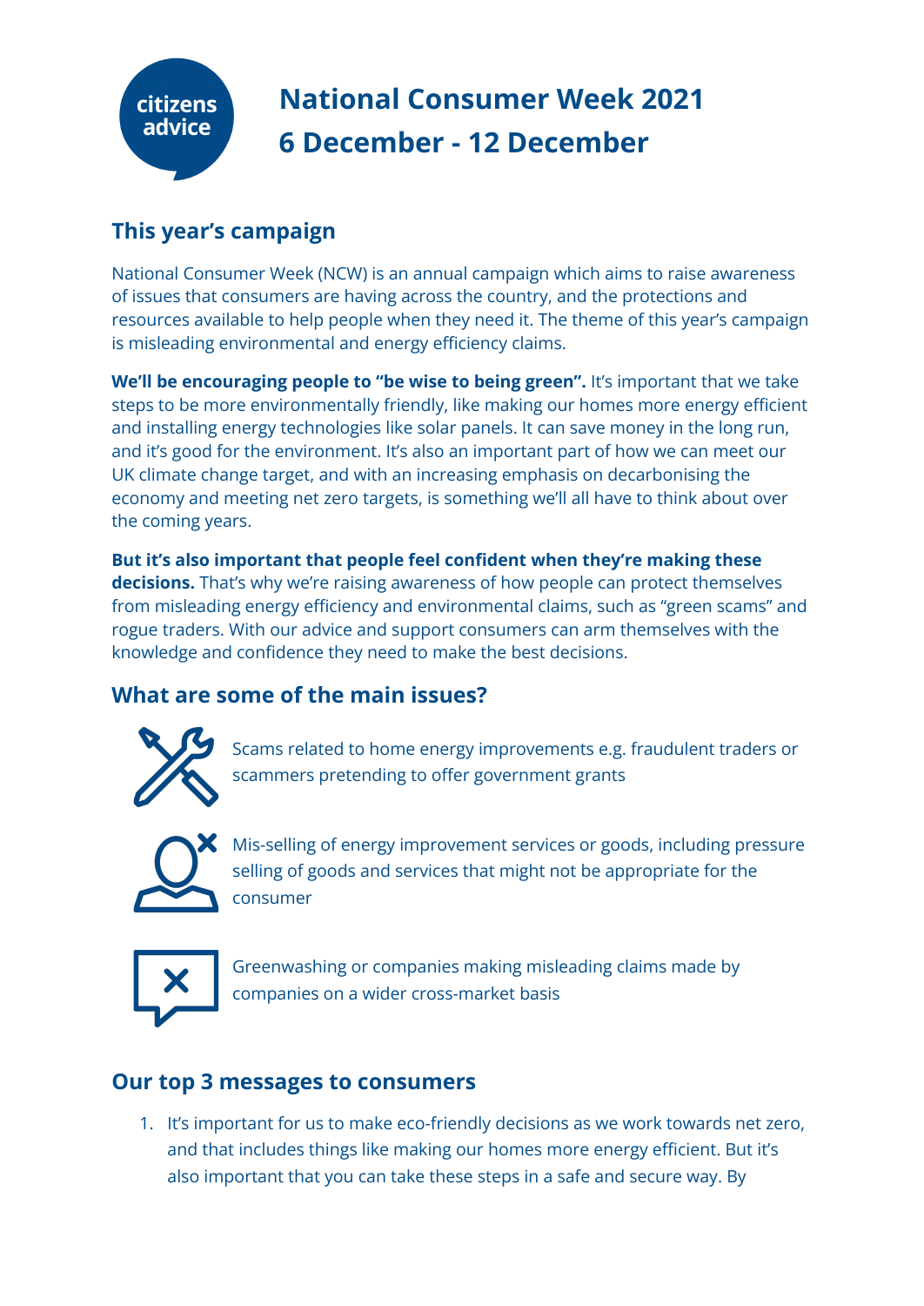citizens advice

# National Consumer Week 2021
# 6 December - 12 December

## This year's campaign

National Consumer Week (NCW) is an annual campaign which aims to raise awareness of issues that consumers are having across the country, and the protections and resources available to help people when they need it. The theme of this year's campaign is misleading environmental and energy efficiency claims.

**We'll be encouraging people to "be wise to being green".** It's important that we take steps to be more environmentally friendly, like making our homes more energy efficient and installing energy technologies like solar panels. It can save money in the long run, and it's good for the environment. It's also an important part of how we can meet our UK climate change target, and with an increasing emphasis on decarbonising the economy and meeting net zero targets, is something we'll all have to think about over the coming years.

**But it's also important that people feel confident when they're making these decisions.** That's why we're raising awareness of how people can protect themselves from misleading energy efficiency and environmental claims, such as "green scams" and rogue traders. With our advice and support consumers can arm themselves with the knowledge and confidence they need to make the best decisions.

## What are some of the main issues?

- Scams related to home energy improvements e.g. fraudulent traders or scammers pretending to offer government grants
- Mis-selling of energy improvement services or goods, including pressure selling of goods and services that might not be appropriate for the consumer
- Greenwashing or companies making misleading claims made by companies on a wider cross-market basis

## Our top 3 messages to consumers

1. It's important for us to make eco-friendly decisions as we work towards net zero, and that includes things like making our homes more energy efficient. But it's also important that you can take these steps in a safe and secure way. By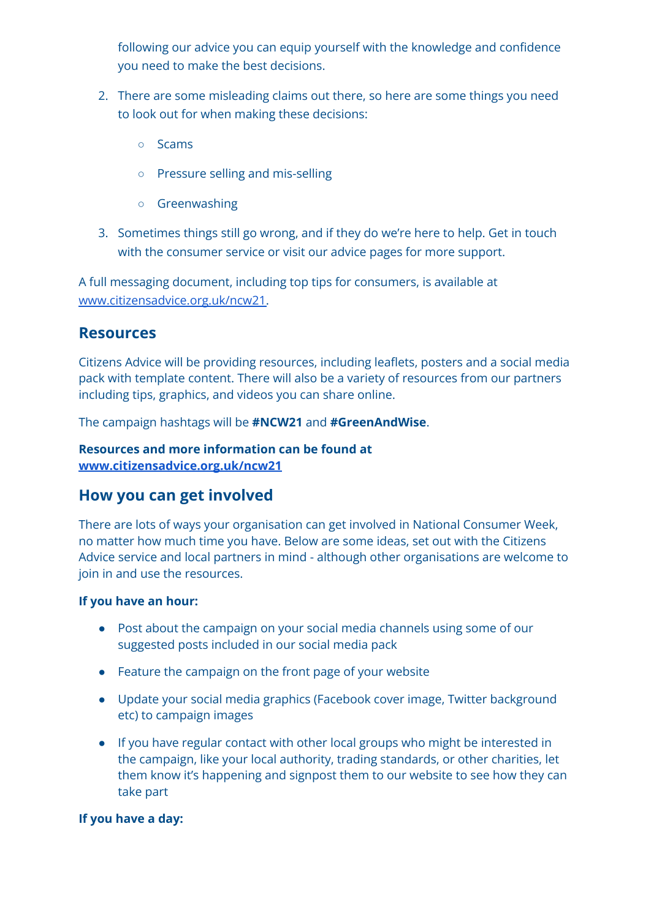following our advice you can equip yourself with the knowledge and confidence you need to make the best decisions.

2. There are some misleading claims out there, so here are some things you need to look out for when making these decisions:
    - Scams
    - Pressure selling and mis-selling
    - Greenwashing
3. Sometimes things still go wrong, and if they do we're here to help. Get in touch with the consumer service or visit our advice pages for more support.

A full messaging document, including top tips for consumers, is available at www.citizensadvice.org.uk/ncw21.

## Resources

Citizens Advice will be providing resources, including leaflets, posters and a social media pack with template content. There will also be a variety of resources from our partners including tips, graphics, and videos you can share online.

The campaign hashtags will be **#NCW21** and **#GreenAndWise**.

**Resources and more information can be found at www.citizensadvice.org.uk/ncw21**

## How you can get involved

There are lots of ways your organisation can get involved in National Consumer Week, no matter how much time you have. Below are some ideas, set out with the Citizens Advice service and local partners in mind - although other organisations are welcome to join in and use the resources.

**If you have an hour:**

- Post about the campaign on your social media channels using some of our suggested posts included in our social media pack
- Feature the campaign on the front page of your website
- Update your social media graphics (Facebook cover image, Twitter background etc) to campaign images
- If you have regular contact with other local groups who might be interested in the campaign, like your local authority, trading standards, or other charities, let them know it's happening and signpost them to our website to see how they can take part

**If you have a day:**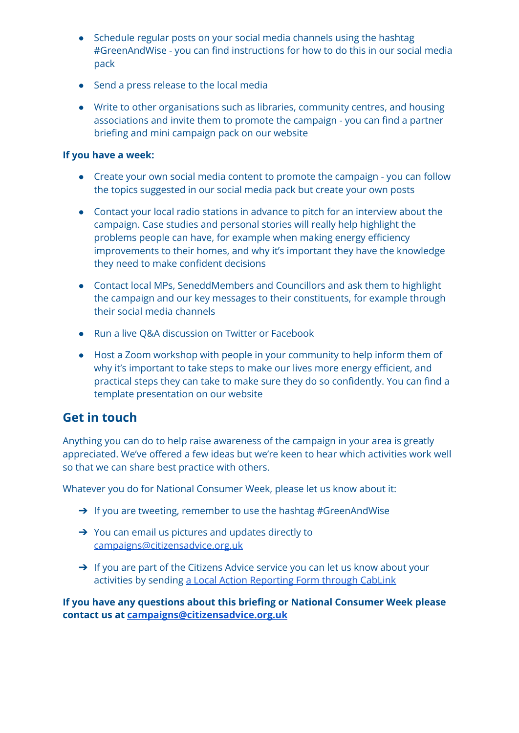- Schedule regular posts on your social media channels using the hashtag #GreenAndWise - you can find instructions for how to do this in our social media pack
- Send a press release to the local media
- Write to other organisations such as libraries, community centres, and housing associations and invite them to promote the campaign - you can find a partner briefing and mini campaign pack on our website

**If you have a week:**

- Create your own social media content to promote the campaign - you can follow the topics suggested in our social media pack but create your own posts
- Contact your local radio stations in advance to pitch for an interview about the campaign. Case studies and personal stories will really help highlight the problems people can have, for example when making energy efficiency improvements to their homes, and why it's important they have the knowledge they need to make confident decisions
- Contact local MPs, SeneddMembers and Councillors and ask them to highlight the campaign and our key messages to their constituents, for example through their social media channels
- Run a live Q&A discussion on Twitter or Facebook
- Host a Zoom workshop with people in your community to help inform them of why it's important to take steps to make our lives more energy efficient, and practical steps they can take to make sure they do so confidently. You can find a template presentation on our website

## Get in touch

Anything you can do to help raise awareness of the campaign in your area is greatly appreciated. We've offered a few ideas but we're keen to hear which activities work well so that we can share best practice with others.

Whatever you do for National Consumer Week, please let us know about it:

- If you are tweeting, remember to use the hashtag #GreenAndWise
- You can email us pictures and updates directly to campaigns@citizensadvice.org.uk
- If you are part of the Citizens Advice service you can let us know about your activities by sending a Local Action Reporting Form through CabLink

**If you have any questions about this briefing or National Consumer Week please contact us at campaigns@citizensadvice.org.uk**